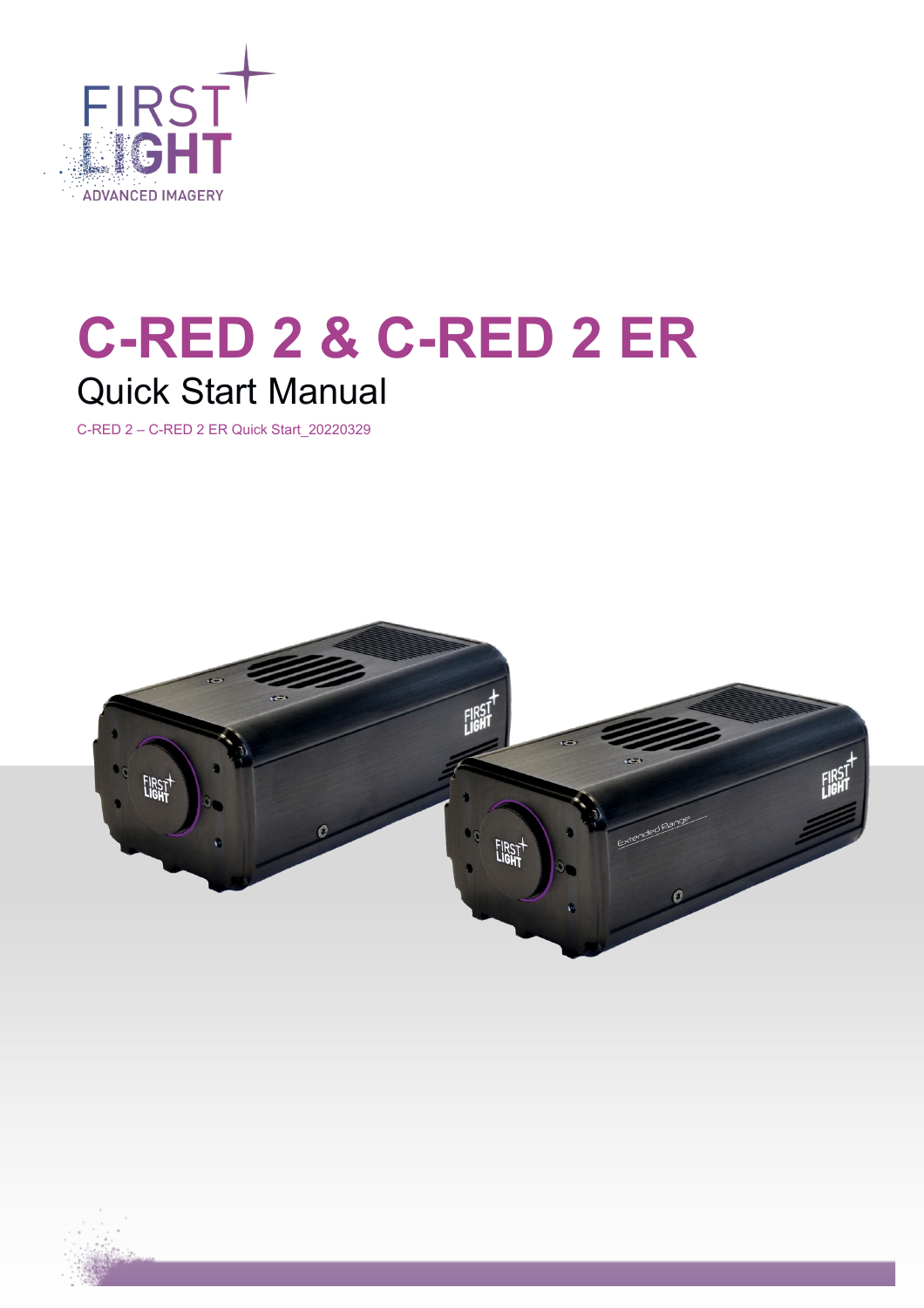# C-RED 2 & C-RED 2 ER

## Quick Start Manual

C-RED 2 – C-RED 2 ER Quick Start_20220329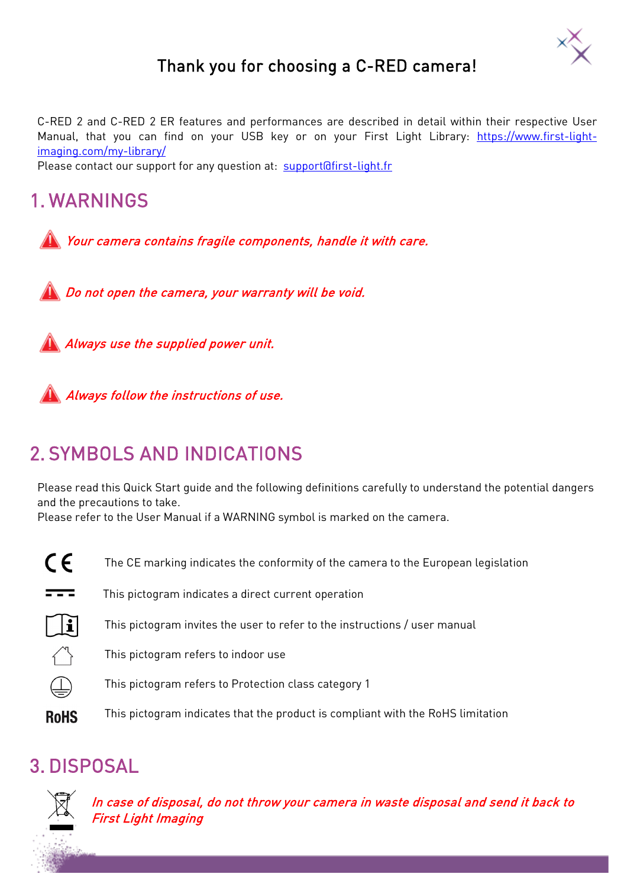# Thank you for choosing a C-RED camera!

C-RED 2 and C-RED 2 ER features and performances are described in detail within their respective User Manual, that you can find on your USB key or on your First Light Library: https://www.first-light-imaging.com/my-library/
Please contact our support for any question at: support@first-light.fr

## 1. WARNINGS

*Your camera contains fragile components, handle it with care.*

*Do not open the camera, your warranty will be void.*

*Always use the supplied power unit.*

*Always follow the instructions of use.*

## 2. SYMBOLS AND INDICATIONS

Please read this Quick Start guide and the following definitions carefully to understand the potential dangers and the precautions to take.
Please refer to the User Manual if a WARNING symbol is marked on the camera.

| Symbol | Description |
|---|---|
| CE | The CE marking indicates the conformity of the camera to the European legislation |
| ⎓ | This pictogram indicates a direct current operation |
| 🛈 | This pictogram invites the user to refer to the instructions / user manual |
| ⌂ | This pictogram refers to indoor use |
| ⏚ | This pictogram refers to Protection class category 1 |
| RoHS | This pictogram indicates that the product is compliant with the RoHS limitation |

## 3. DISPOSAL

*In case of disposal, do not throw your camera in waste disposal and send it back to First Light Imaging*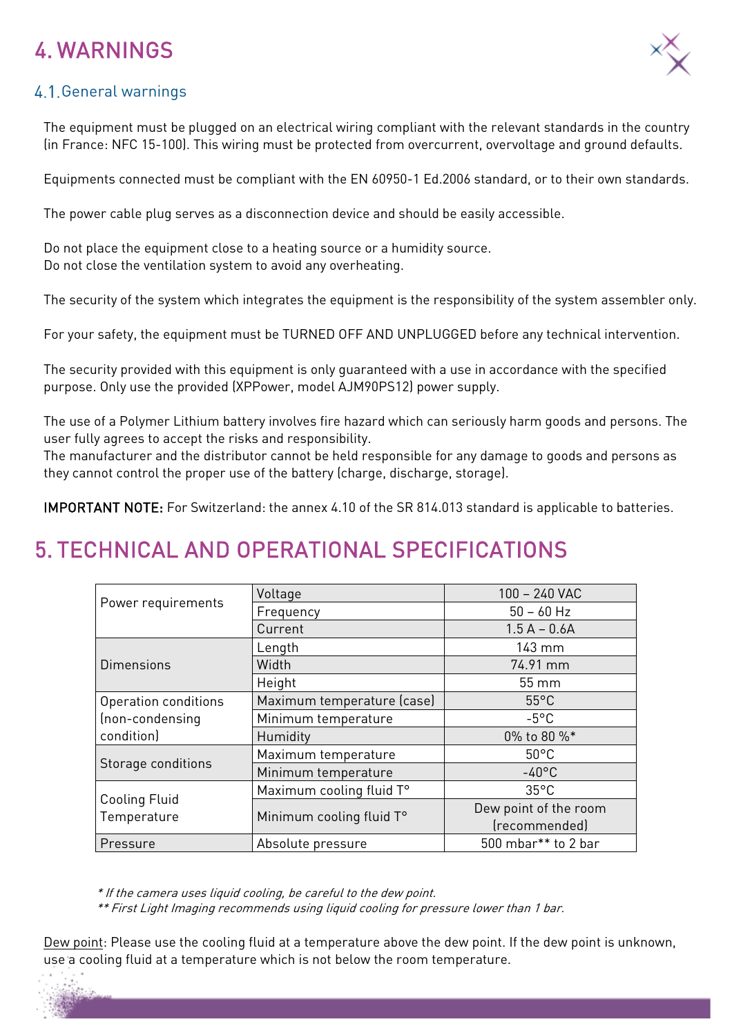# 4. WARNINGS

## 4.1. General warnings

The equipment must be plugged on an electrical wiring compliant with the relevant standards in the country (in France: NFC 15-100). This wiring must be protected from overcurrent, overvoltage and ground defaults.

Equipments connected must be compliant with the EN 60950-1 Ed.2006 standard, or to their own standards.

The power cable plug serves as a disconnection device and should be easily accessible.

Do not place the equipment close to a heating source or a humidity source.
Do not close the ventilation system to avoid any overheating.

The security of the system which integrates the equipment is the responsibility of the system assembler only.

For your safety, the equipment must be TURNED OFF AND UNPLUGGED before any technical intervention.

The security provided with this equipment is only guaranteed with a use in accordance with the specified purpose. Only use the provided (XPPower, model AJM90PS12) power supply.

The use of a Polymer Lithium battery involves fire hazard which can seriously harm goods and persons. The user fully agrees to accept the risks and responsibility.
The manufacturer and the distributor cannot be held responsible for any damage to goods and persons as they cannot control the proper use of the battery (charge, discharge, storage).

**IMPORTANT NOTE:** For Switzerland: the annex 4.10 of the SR 814.013 standard is applicable to batteries.

# 5. TECHNICAL AND OPERATIONAL SPECIFICATIONS

| | | |
|---|---|---|
| Power requirements | Voltage | 100 – 240 VAC |
| | Frequency | 50 – 60 Hz |
| | Current | 1.5 A – 0.6A |
| Dimensions | Length | 143 mm |
| | Width | 74.91 mm |
| | Height | 55 mm |
| Operation conditions (non-condensing condition) | Maximum temperature (case) | 55°C |
| | Minimum temperature | -5°C |
| | Humidity | 0% to 80 %* |
| Storage conditions | Maximum temperature | 50°C |
| | Minimum temperature | -40°C |
| Cooling Fluid Temperature | Maximum cooling fluid T° | 35°C |
| | Minimum cooling fluid T° | Dew point of the room (recommended) |
| Pressure | Absolute pressure | 500 mbar** to 2 bar |

*\* If the camera uses liquid cooling, be careful to the dew point.*
*\*\* First Light Imaging recommends using liquid cooling for pressure lower than 1 bar.*

Dew point: Please use the cooling fluid at a temperature above the dew point. If the dew point is unknown, use a cooling fluid at a temperature which is not below the room temperature.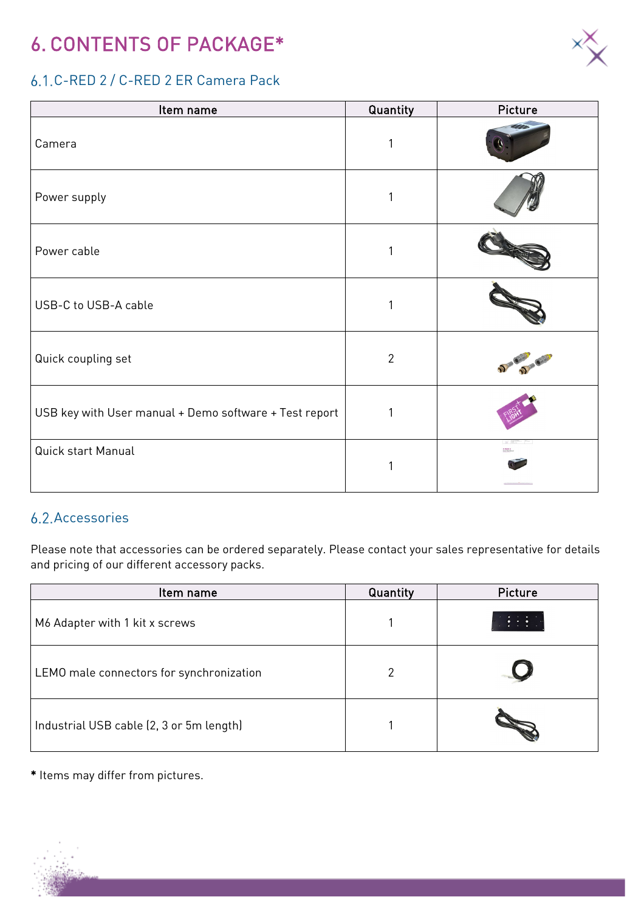# 6. CONTENTS OF PACKAGE*

## 6.1. C-RED 2 / C-RED 2 ER Camera Pack

| Item name | Quantity | Picture |
| --- | --- | --- |
| Camera | 1 | |
| Power supply | 1 | |
| Power cable | 1 | |
| USB-C to USB-A cable | 1 | |
| Quick coupling set | 2 | |
| USB key with User manual + Demo software + Test report | 1 | |
| Quick start Manual | 1 | |

## 6.2. Accessories

Please note that accessories can be ordered separately. Please contact your sales representative for details and pricing of our different accessory packs.

| Item name | Quantity | Picture |
| --- | --- | --- |
| M6 Adapter with 1 kit x screws | 1 | |
| LEMO male connectors for synchronization | 2 | |
| Industrial USB cable (2, 3 or 5m length) | 1 | |

**\*** Items may differ from pictures.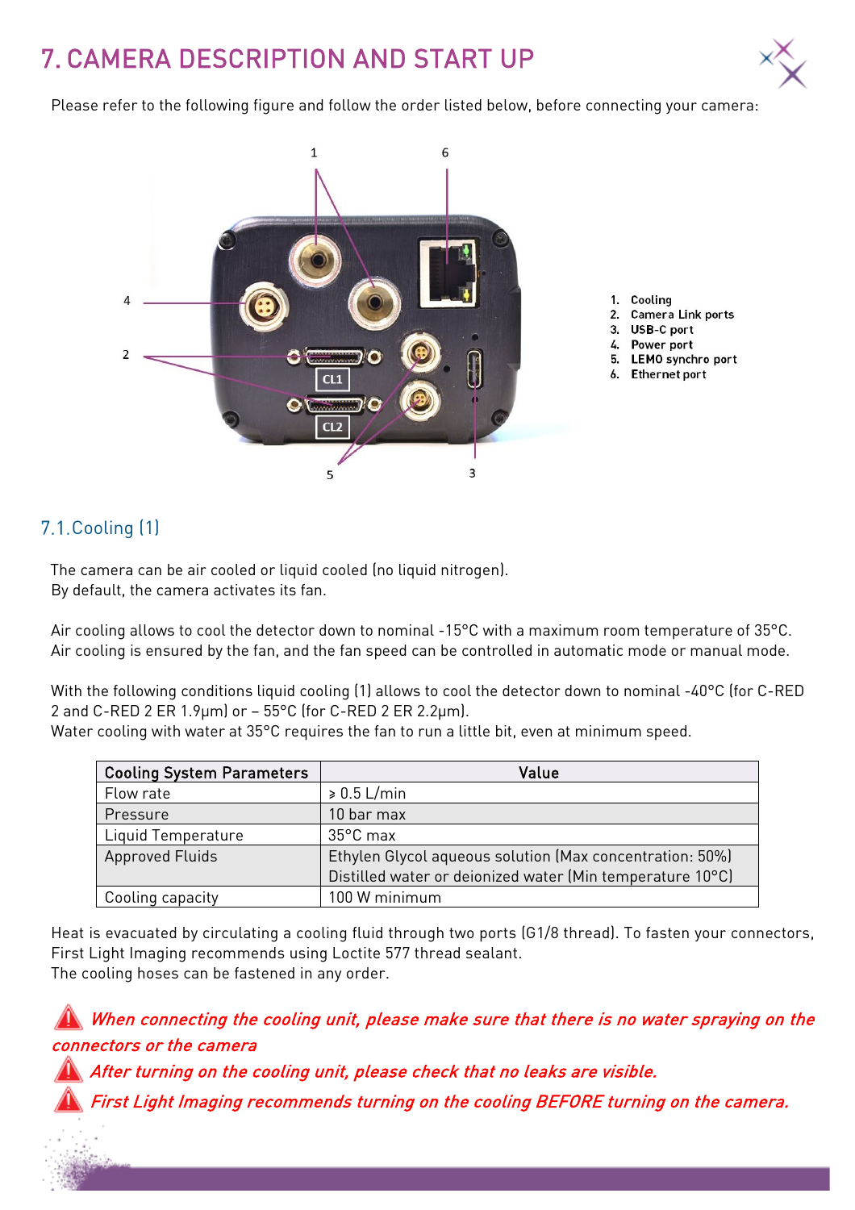# 7. CAMERA DESCRIPTION AND START UP

Please refer to the following figure and follow the order listed below, before connecting your camera:

1. Cooling
2. Camera Link ports
3. USB-C port
4. Power port
5. LEMO synchro port
6. Ethernet port

## 7.1. Cooling (1)

The camera can be air cooled or liquid cooled (no liquid nitrogen).
By default, the camera activates its fan.

Air cooling allows to cool the detector down to nominal -15°C with a maximum room temperature of 35°C. Air cooling is ensured by the fan, and the fan speed can be controlled in automatic mode or manual mode.

With the following conditions liquid cooling (1) allows to cool the detector down to nominal -40°C (for C-RED 2 and C-RED 2 ER 1.9µm) or – 55°C (for C-RED 2 ER 2.2µm).
Water cooling with water at 35°C requires the fan to run a little bit, even at minimum speed.

| Cooling System Parameters | Value |
| --- | --- |
| Flow rate | ≥ 0.5 L/min |
| Pressure | 10 bar max |
| Liquid Temperature | 35°C max |
| Approved Fluids | Ethylen Glycol aqueous solution (Max concentration: 50%)<br>Distilled water or deionized water (Min temperature 10°C) |
| Cooling capacity | 100 W minimum |

Heat is evacuated by circulating a cooling fluid through two ports (G1/8 thread). To fasten your connectors, First Light Imaging recommends using Loctite 577 thread sealant.
The cooling hoses can be fastened in any order.

*When connecting the cooling unit, please make sure that there is no water spraying on the connectors or the camera*

*After turning on the cooling unit, please check that no leaks are visible.*

*First Light Imaging recommends turning on the cooling BEFORE turning on the camera.*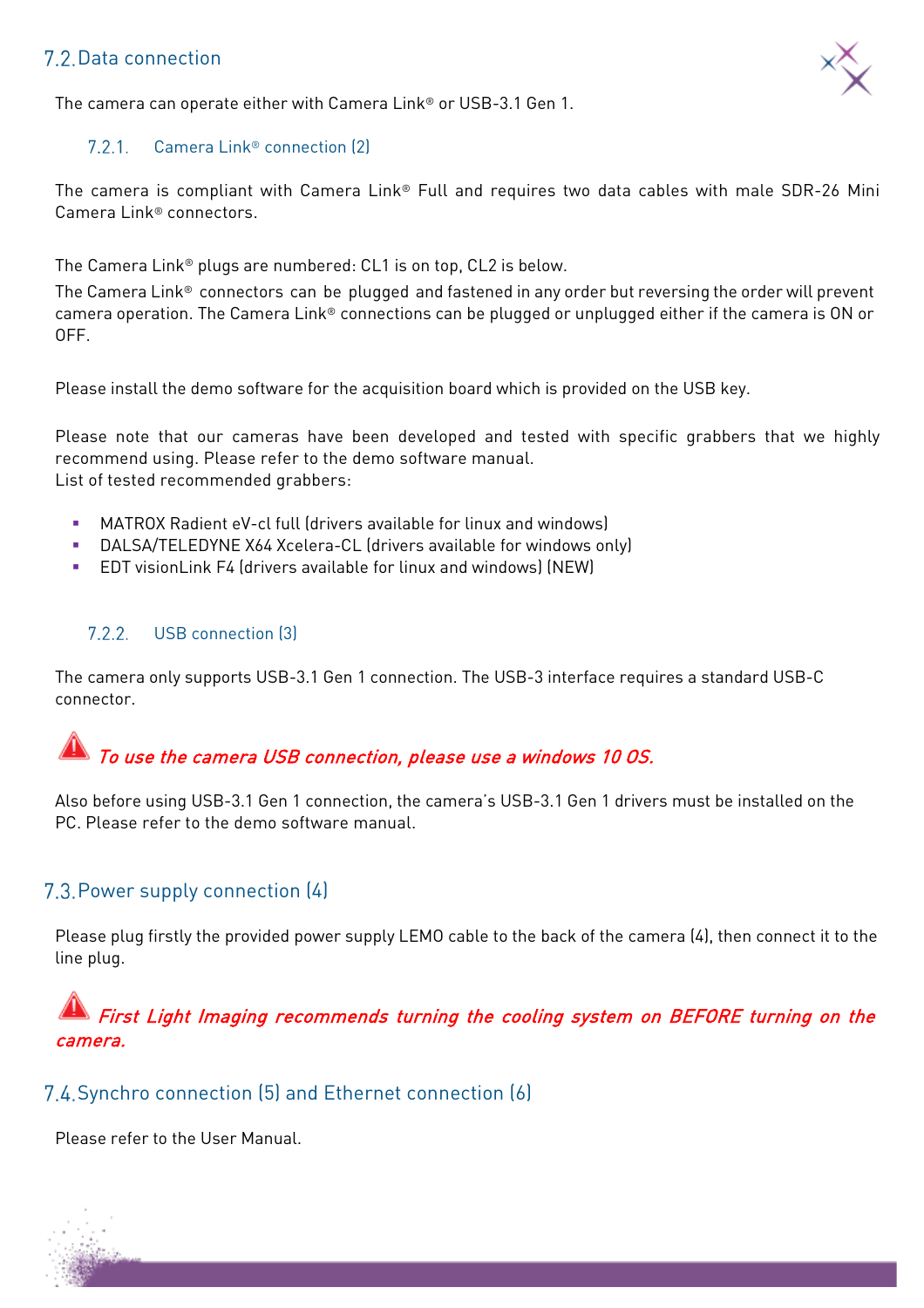## 7.2. Data connection

The camera can operate either with Camera Link® or USB-3.1 Gen 1.

### 7.2.1. Camera Link® connection (2)

The camera is compliant with Camera Link® Full and requires two data cables with male SDR-26 Mini Camera Link® connectors.

The Camera Link® plugs are numbered: CL1 is on top, CL2 is below.

The Camera Link® connectors can be plugged and fastened in any order but reversing the order will prevent camera operation. The Camera Link® connections can be plugged or unplugged either if the camera is ON or OFF.

Please install the demo software for the acquisition board which is provided on the USB key.

Please note that our cameras have been developed and tested with specific grabbers that we highly recommend using. Please refer to the demo software manual.
List of tested recommended grabbers:

- MATROX Radient eV-cl full (drivers available for linux and windows)
- DALSA/TELEDYNE X64 Xcelera-CL (drivers available for windows only)
- EDT visionLink F4 (drivers available for linux and windows) (NEW)

### 7.2.2. USB connection (3)

The camera only supports USB-3.1 Gen 1 connection. The USB-3 interface requires a standard USB-C connector.

⚠ ***To use the camera USB connection, please use a windows 10 OS.***

Also before using USB-3.1 Gen 1 connection, the camera's USB-3.1 Gen 1 drivers must be installed on the PC. Please refer to the demo software manual.

## 7.3. Power supply connection (4)

Please plug firstly the provided power supply LEMO cable to the back of the camera (4), then connect it to the line plug.

⚠ ***First Light Imaging recommends turning the cooling system on BEFORE turning on the camera.***

## 7.4. Synchro connection (5) and Ethernet connection (6)

Please refer to the User Manual.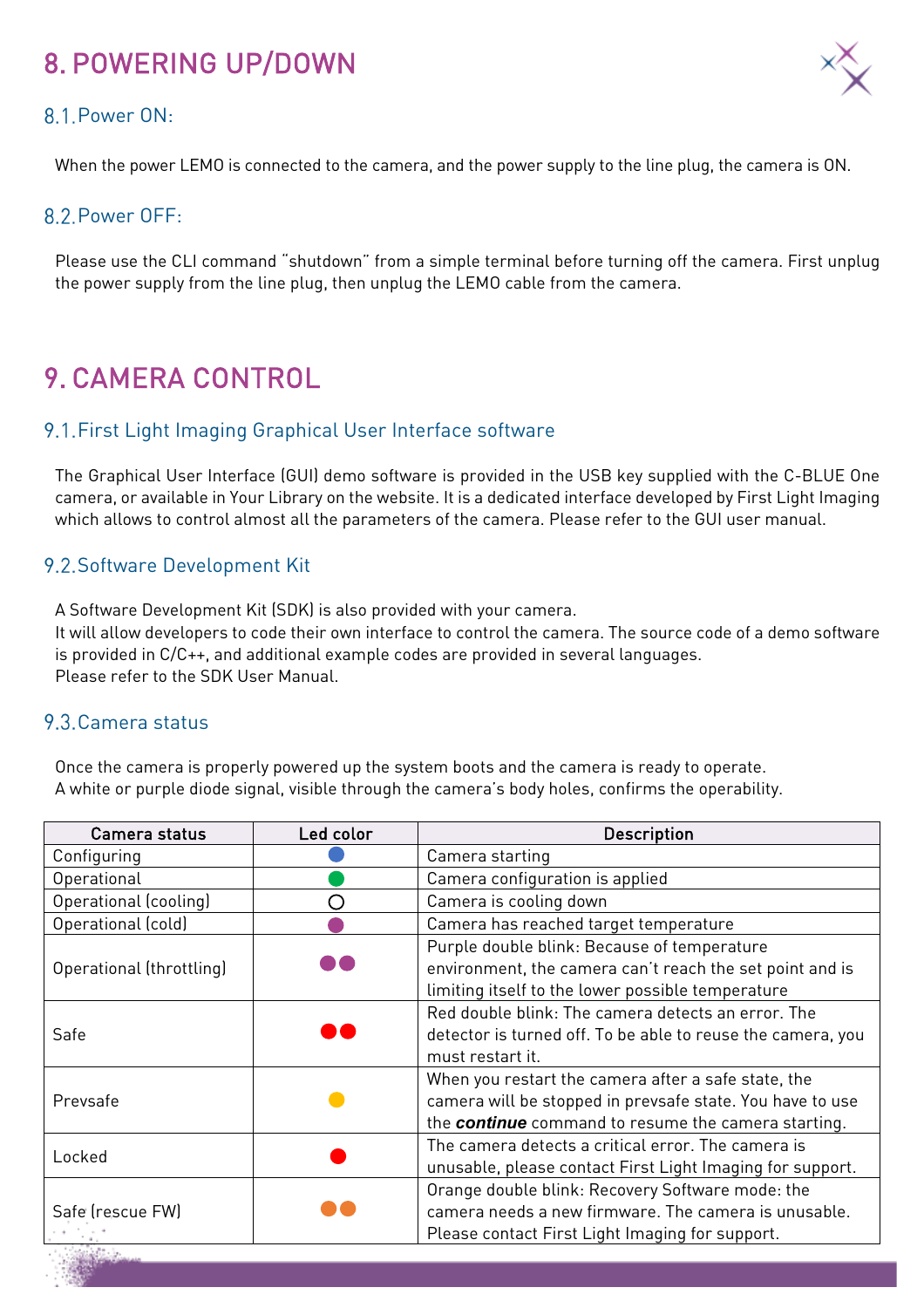# 8. POWERING UP/DOWN

## 8.1. Power ON:

When the power LEMO is connected to the camera, and the power supply to the line plug, the camera is ON.

## 8.2. Power OFF:

Please use the CLI command "shutdown" from a simple terminal before turning off the camera. First unplug the power supply from the line plug, then unplug the LEMO cable from the camera.

# 9. CAMERA CONTROL

## 9.1. First Light Imaging Graphical User Interface software

The Graphical User Interface (GUI) demo software is provided in the USB key supplied with the C-BLUE One camera, or available in Your Library on the website. It is a dedicated interface developed by First Light Imaging which allows to control almost all the parameters of the camera. Please refer to the GUI user manual.

## 9.2. Software Development Kit

A Software Development Kit (SDK) is also provided with your camera.
It will allow developers to code their own interface to control the camera. The source code of a demo software is provided in C/C++, and additional example codes are provided in several languages.
Please refer to the SDK User Manual.

## 9.3. Camera status

Once the camera is properly powered up the system boots and the camera is ready to operate.
A white or purple diode signal, visible through the camera's body holes, confirms the operability.

| Camera status | Led color | Description |
|---|---|---|
| Configuring | ● (blue) | Camera starting |
| Operational | ● (green) | Camera configuration is applied |
| Operational (cooling) | ○ (white) | Camera is cooling down |
| Operational (cold) | ● (purple) | Camera has reached target temperature |
| Operational (throttling) | ●● (purple) | Purple double blink: Because of temperature environment, the camera can't reach the set point and is limiting itself to the lower possible temperature |
| Safe | ●● (red) | Red double blink: The camera detects an error. The detector is turned off. To be able to reuse the camera, you must restart it. |
| Prevsafe | ● (yellow) | When you restart the camera after a safe state, the camera will be stopped in prevsafe state. You have to use the ***continue*** command to resume the camera starting. |
| Locked | ● (red) | The camera detects a critical error. The camera is unusable, please contact First Light Imaging for support. |
| Safe (rescue FW) | ●● (orange) | Orange double blink: Recovery Software mode: the camera needs a new firmware. The camera is unusable. Please contact First Light Imaging for support. |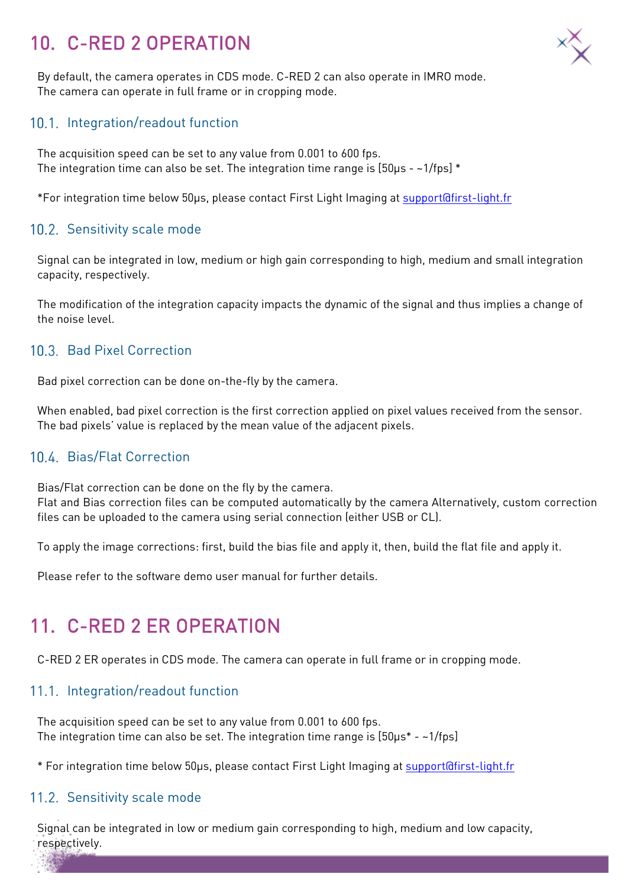# 10. C-RED 2 OPERATION

By default, the camera operates in CDS mode. C-RED 2 can also operate in IMRO mode.
The camera can operate in full frame or in cropping mode.

## 10.1. Integration/readout function

The acquisition speed can be set to any value from 0.001 to 600 fps.
The integration time can also be set. The integration time range is [50µs - ~1/fps] *

*For integration time below 50µs, please contact First Light Imaging at support@first-light.fr

## 10.2. Sensitivity scale mode

Signal can be integrated in low, medium or high gain corresponding to high, medium and small integration capacity, respectively.

The modification of the integration capacity impacts the dynamic of the signal and thus implies a change of the noise level.

## 10.3. Bad Pixel Correction

Bad pixel correction can be done on-the-fly by the camera.

When enabled, bad pixel correction is the first correction applied on pixel values received from the sensor. The bad pixels' value is replaced by the mean value of the adjacent pixels.

## 10.4. Bias/Flat Correction

Bias/Flat correction can be done on the fly by the camera.
Flat and Bias correction files can be computed automatically by the camera Alternatively, custom correction files can be uploaded to the camera using serial connection (either USB or CL).

To apply the image corrections: first, build the bias file and apply it, then, build the flat file and apply it.

Please refer to the software demo user manual for further details.

# 11. C-RED 2 ER OPERATION

C-RED 2 ER operates in CDS mode. The camera can operate in full frame or in cropping mode.

## 11.1. Integration/readout function

The acquisition speed can be set to any value from 0.001 to 600 fps.
The integration time can also be set. The integration time range is [50µs* - ~1/fps]

* For integration time below 50µs, please contact First Light Imaging at support@first-light.fr

## 11.2. Sensitivity scale mode

Signal can be integrated in low or medium gain corresponding to high, medium and low capacity, respectively.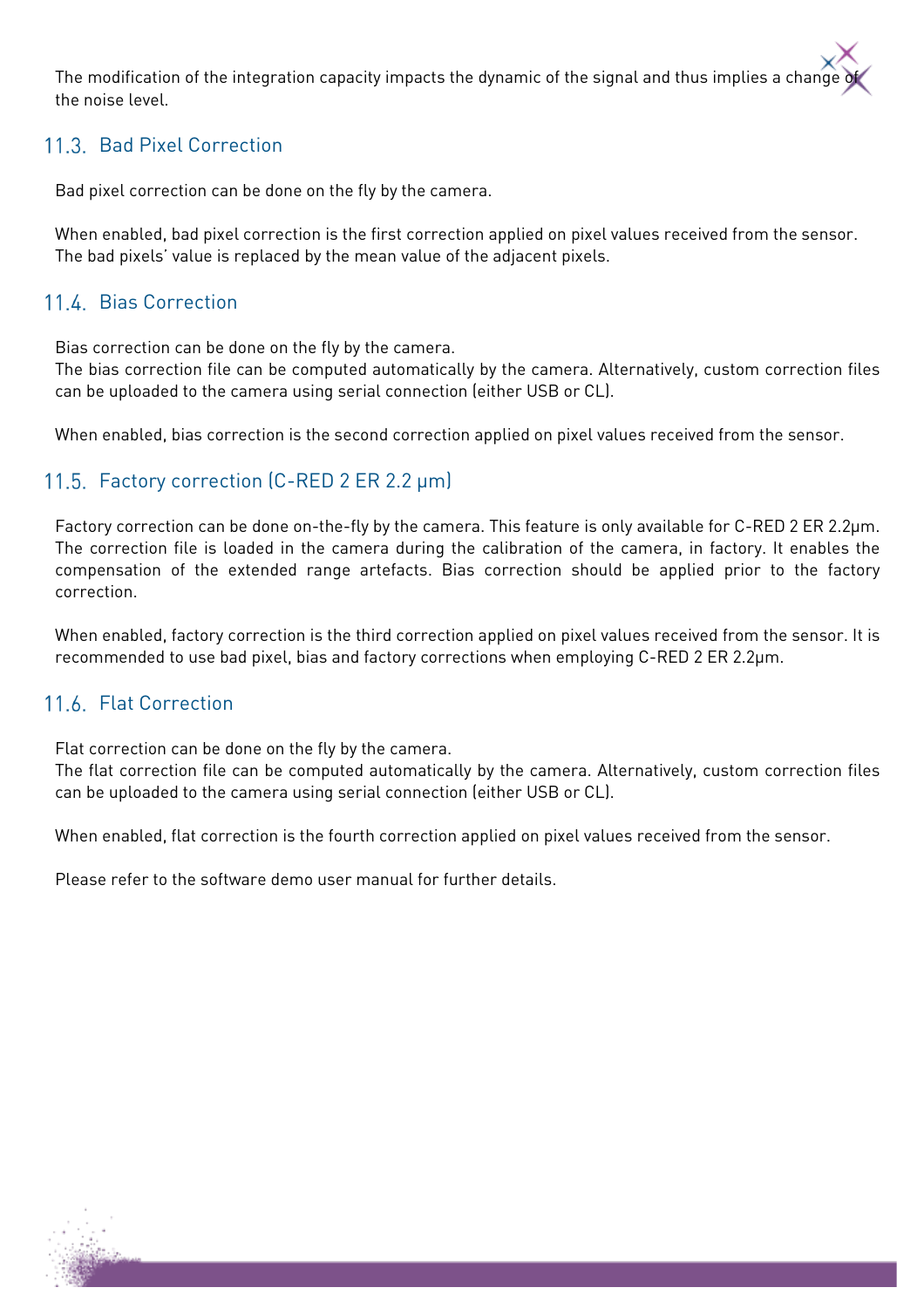The modification of the integration capacity impacts the dynamic of the signal and thus implies a change of the noise level.

## 11.3. Bad Pixel Correction

Bad pixel correction can be done on the fly by the camera.

When enabled, bad pixel correction is the first correction applied on pixel values received from the sensor. The bad pixels' value is replaced by the mean value of the adjacent pixels.

## 11.4. Bias Correction

Bias correction can be done on the fly by the camera.
The bias correction file can be computed automatically by the camera. Alternatively, custom correction files can be uploaded to the camera using serial connection (either USB or CL).

When enabled, bias correction is the second correction applied on pixel values received from the sensor.

## 11.5. Factory correction (C-RED 2 ER 2.2 µm)

Factory correction can be done on-the-fly by the camera. This feature is only available for C-RED 2 ER 2.2µm. The correction file is loaded in the camera during the calibration of the camera, in factory. It enables the compensation of the extended range artefacts. Bias correction should be applied prior to the factory correction.

When enabled, factory correction is the third correction applied on pixel values received from the sensor. It is recommended to use bad pixel, bias and factory corrections when employing C-RED 2 ER 2.2µm.

## 11.6. Flat Correction

Flat correction can be done on the fly by the camera.
The flat correction file can be computed automatically by the camera. Alternatively, custom correction files can be uploaded to the camera using serial connection (either USB or CL).

When enabled, flat correction is the fourth correction applied on pixel values received from the sensor.

Please refer to the software demo user manual for further details.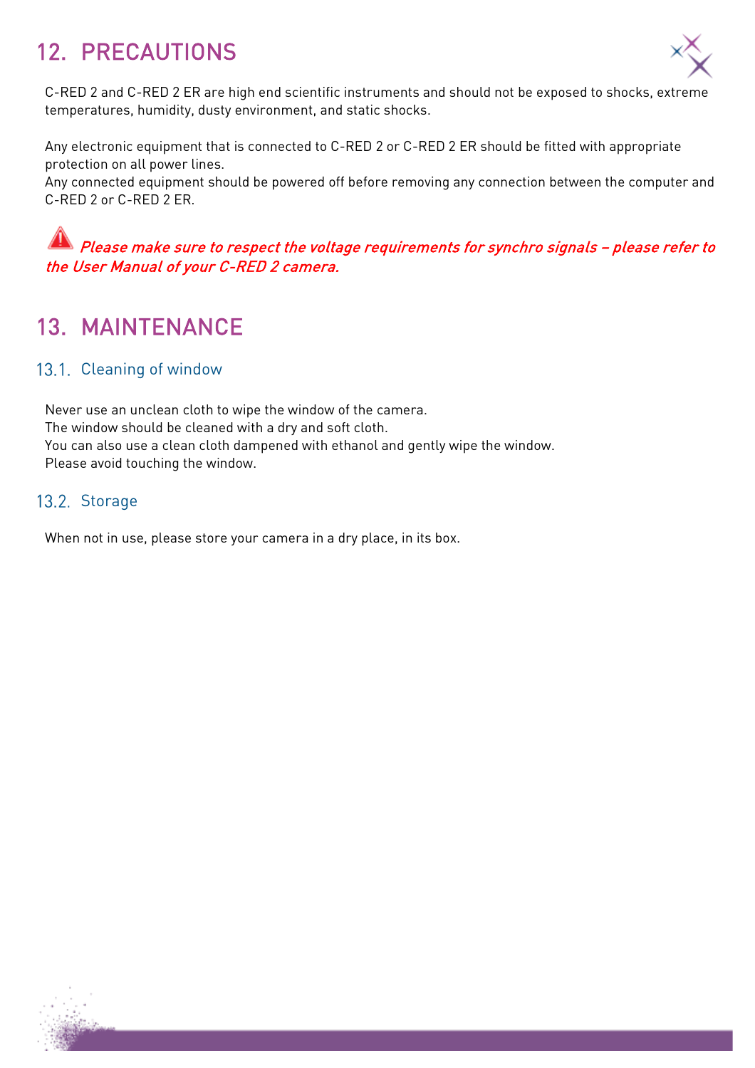# 12. PRECAUTIONS

C-RED 2 and C-RED 2 ER are high end scientific instruments and should not be exposed to shocks, extreme temperatures, humidity, dusty environment, and static shocks.

Any electronic equipment that is connected to C-RED 2 or C-RED 2 ER should be fitted with appropriate protection on all power lines.
Any connected equipment should be powered off before removing any connection between the computer and C-RED 2 or C-RED 2 ER.

⚠ ***Please make sure to respect the voltage requirements for synchro signals – please refer to the User Manual of your C-RED 2 camera.***

# 13. MAINTENANCE

## 13.1. Cleaning of window

Never use an unclean cloth to wipe the window of the camera.
The window should be cleaned with a dry and soft cloth.
You can also use a clean cloth dampened with ethanol and gently wipe the window.
Please avoid touching the window.

## 13.2. Storage

When not in use, please store your camera in a dry place, in its box.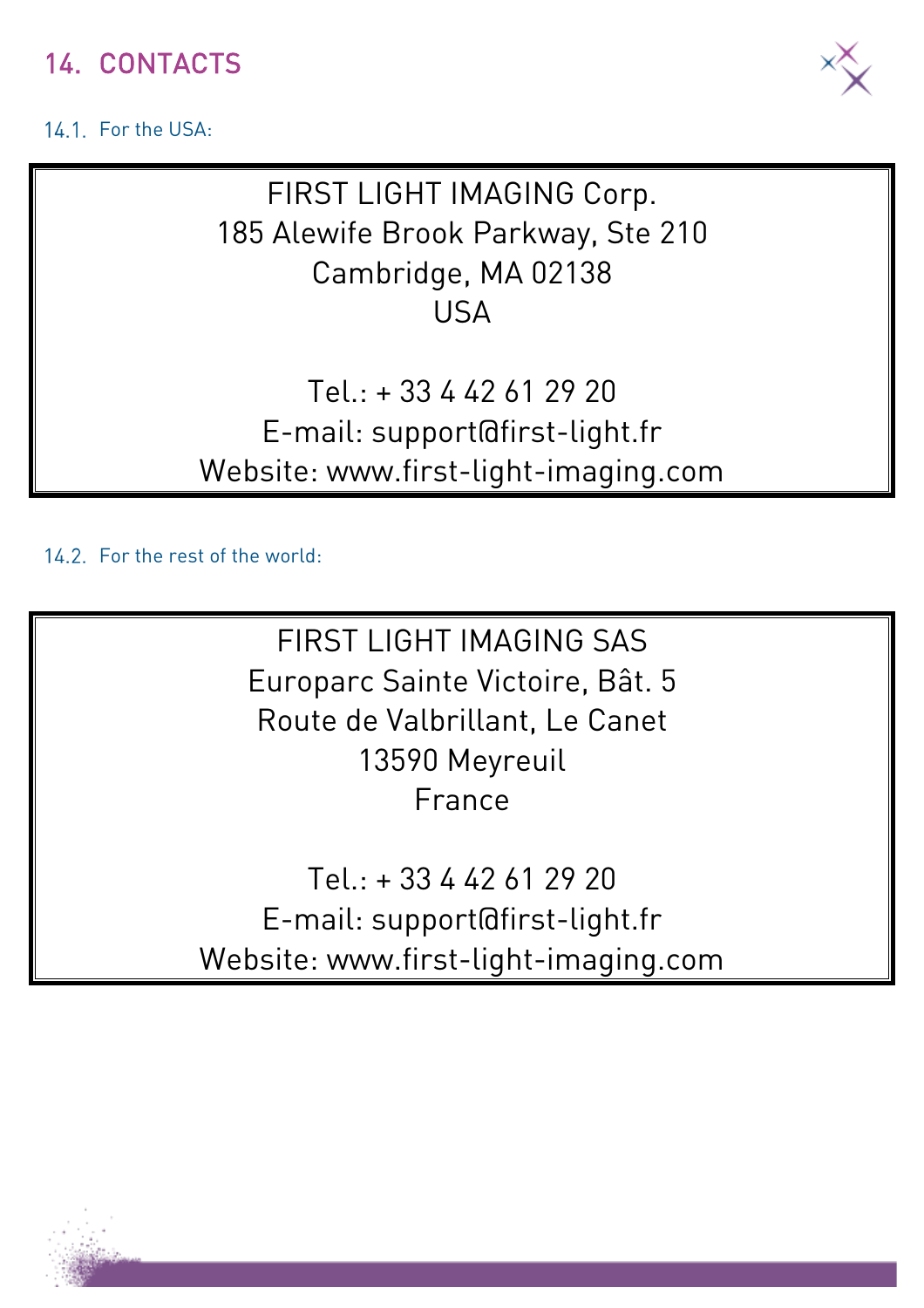# 14. CONTACTS

## 14.1. For the USA:

FIRST LIGHT IMAGING Corp.
185 Alewife Brook Parkway, Ste 210
Cambridge, MA 02138
USA

Tel.: + 33 4 42 61 29 20
E-mail: support@first-light.fr
Website: www.first-light-imaging.com

## 14.2. For the rest of the world:

FIRST LIGHT IMAGING SAS
Europarc Sainte Victoire, Bât. 5
Route de Valbrillant, Le Canet
13590 Meyreuil
France

Tel.: + 33 4 42 61 29 20
E-mail: support@first-light.fr
Website: www.first-light-imaging.com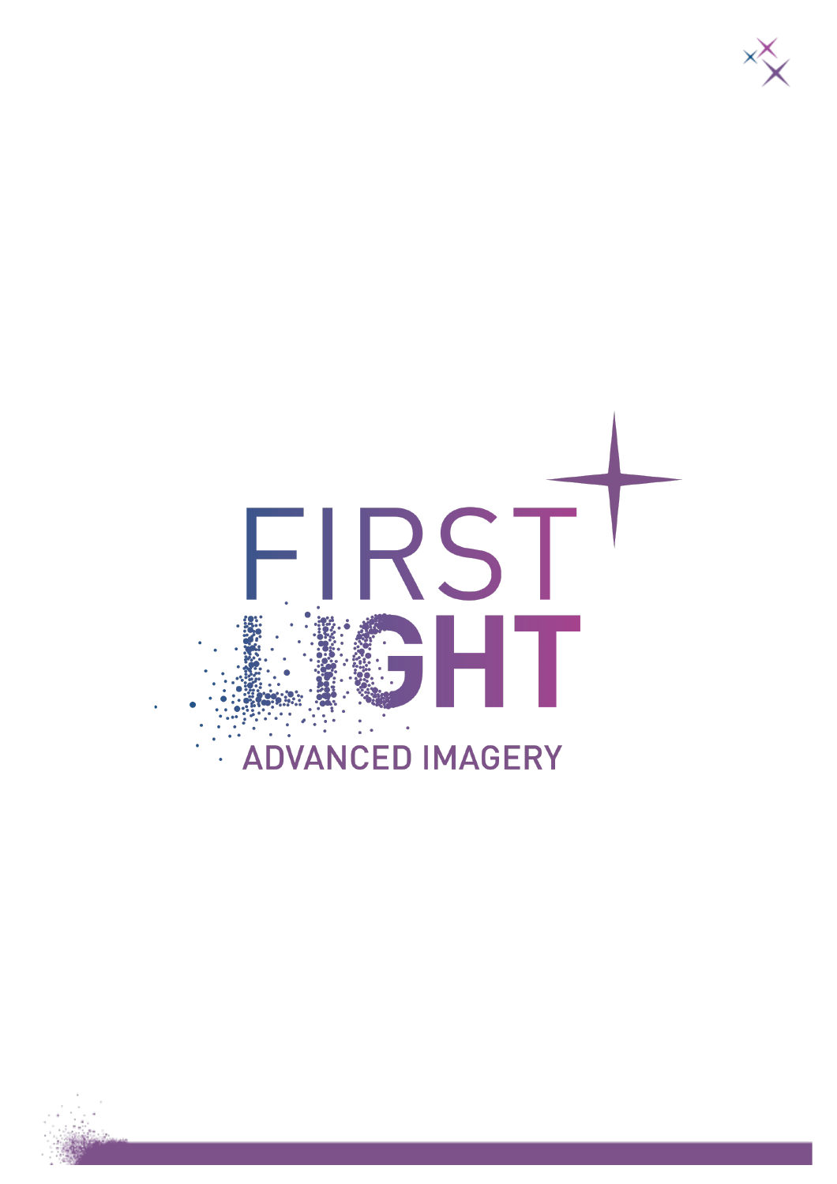FIRST LIGHT

ADVANCED IMAGERY